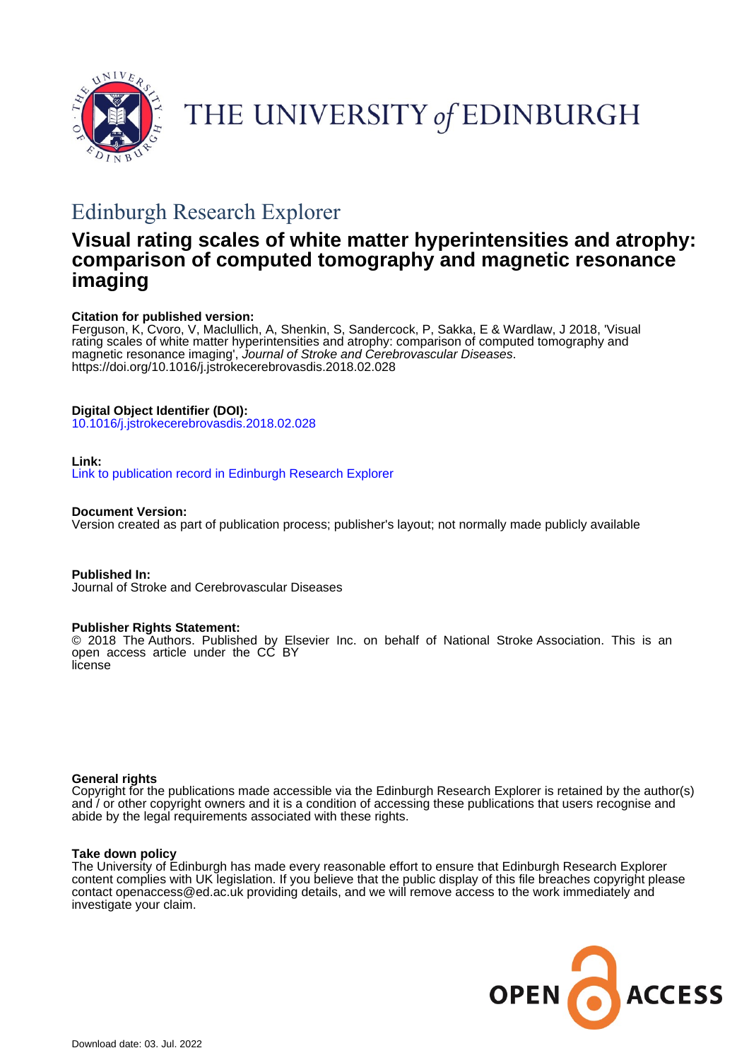THE UNIVERSITY of EDINBURGH

## Edinburgh Research Explorer

# Visual rating scales of white matter hyperintensities and atrophy: comparison of computed tomography and magnetic resonance imaging

**Citation for published version:**
Ferguson, K, Cvoro, V, Maclullich, A, Shenkin, S, Sandercock, P, Sakka, E & Wardlaw, J 2018, 'Visual rating scales of white matter hyperintensities and atrophy: comparison of computed tomography and magnetic resonance imaging', *Journal of Stroke and Cerebrovascular Diseases*. https://doi.org/10.1016/j.jstrokecerebrovasdis.2018.02.028

**Digital Object Identifier (DOI):**
10.1016/j.jstrokecerebrovasdis.2018.02.028

**Link:**
Link to publication record in Edinburgh Research Explorer

**Document Version:**
Version created as part of publication process; publisher's layout; not normally made publicly available

**Published In:**
Journal of Stroke and Cerebrovascular Diseases

**Publisher Rights Statement:**
© 2018 The Authors. Published by Elsevier Inc. on behalf of National Stroke Association. This is an open access article under the CC BY license

**General rights**
Copyright for the publications made accessible via the Edinburgh Research Explorer is retained by the author(s) and / or other copyright owners and it is a condition of accessing these publications that users recognise and abide by the legal requirements associated with these rights.

**Take down policy**
The University of Edinburgh has made every reasonable effort to ensure that Edinburgh Research Explorer content complies with UK legislation. If you believe that the public display of this file breaches copyright please contact openaccess@ed.ac.uk providing details, and we will remove access to the work immediately and investigate your claim.

OPEN ACCESS

Download date: 03. Jul. 2022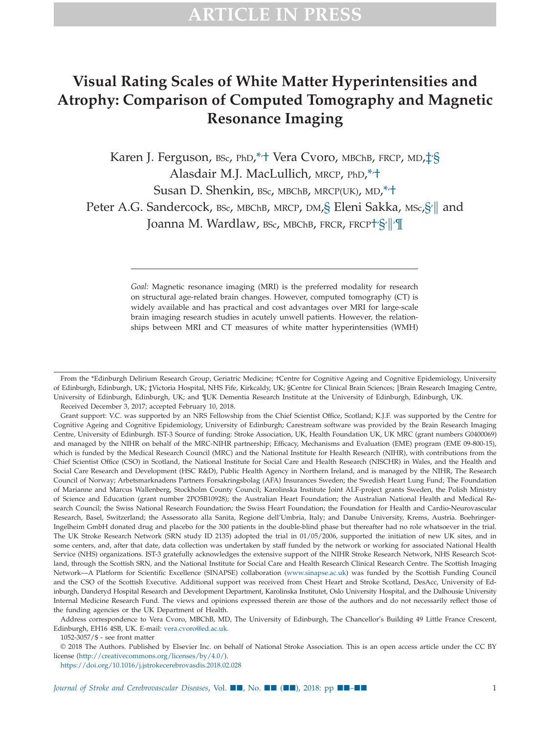# Visual Rating Scales of White Matter Hyperintensities and Atrophy: Comparison of Computed Tomography and Magnetic Resonance Imaging

Karen J. Ferguson, BSc, PhD,*,† Vera Cvoro, MBChB, FRCP, MD,‡,§ Alasdair M.J. MacLullich, MRCP, PhD,*,† Susan D. Shenkin, BSc, MBChB, MRCP(UK), MD,*,† Peter A.G. Sandercock, BSc, MBChB, MRCP, DM,§ Eleni Sakka, MSc,§,‖ and Joanna M. Wardlaw, BSc, MBChB, FRCR, FRCP†,§,‖,¶

*Goal:* Magnetic resonance imaging (MRI) is the preferred modality for research on structural age-related brain changes. However, computed tomography (CT) is widely available and has practical and cost advantages over MRI for large-scale brain imaging research studies in acutely unwell patients. However, the relationships between MRI and CT measures of white matter hyperintensities (WMH)

---

From the *Edinburgh Delirium Research Group, Geriatric Medicine; †Centre for Cognitive Ageing and Cognitive Epidemiology, University of Edinburgh, Edinburgh, UK; ‡Victoria Hospital, NHS Fife, Kirkcaldy, UK; §Centre for Clinical Brain Sciences; ‖Brain Research Imaging Centre, University of Edinburgh, Edinburgh, UK; and ¶UK Dementia Research Institute at the University of Edinburgh, Edinburgh, UK.

Received December 3, 2017; accepted February 10, 2018.

Grant support: V.C. was supported by an NRS Fellowship from the Chief Scientist Office, Scotland; K.J.F. was supported by the Centre for Cognitive Ageing and Cognitive Epidemiology, University of Edinburgh; Carestream software was provided by the Brain Research Imaging Centre, University of Edinburgh. IST-3 Source of funding: Stroke Association, UK, Health Foundation UK, UK MRC (grant numbers G0400069) and managed by the NIHR on behalf of the MRC-NIHR partnership; Efficacy, Mechanisms and Evaluation (EME) program (EME 09-800-15), which is funded by the Medical Research Council (MRC) and the National Institute for Health Research (NIHR), with contributions from the Chief Scientist Office (CSO) in Scotland, the National Institute for Social Care and Health Research (NISCHR) in Wales, and the Health and Social Care Research and Development (HSC R&D), Public Health Agency in Northern Ireland, and is managed by the NIHR, The Research Council of Norway; Arbetsmarknadens Partners Forsakringsbolag (AFA) Insurances Sweden; the Swedish Heart Lung Fund; The Foundation of Marianne and Marcus Wallenberg, Stockholm County Council; Karolinska Institute Joint ALF-project grants Sweden, the Polish Ministry of Science and Education (grant number 2PO5B10928); the Australian Heart Foundation; the Australian National Health and Medical Research Council; the Swiss National Research Foundation; the Swiss Heart Foundation; the Foundation for Health and Cardio-Neurovascular Research, Basel, Switzerland; the Assessorato alla Sanita, Regione dell'Umbria, Italy; and Danube University, Krems, Austria. Boehringer-Ingelheim GmbH donated drug and placebo for the 300 patients in the double-blind phase but thereafter had no role whatsoever in the trial. The UK Stroke Research Network (SRN study ID 2135) adopted the trial in 01/05/2006, supported the initiation of new UK sites, and in some centers, and, after that date, data collection was undertaken by staff funded by the network or working for associated National Health Service (NHS) organizations. IST-3 gratefully acknowledges the extensive support of the NIHR Stroke Research Network, NHS Research Scotland, through the Scottish SRN, and the National Institute for Social Care and Health Research Clinical Research Centre. The Scottish Imaging Network—A Platform for Scientific Excellence (SINAPSE) collaboration (www.sinapse.ac.uk) was funded by the Scottish Funding Council and the CSO of the Scottish Executive. Additional support was received from Chest Heart and Stroke Scotland, DesAcc, University of Edinburgh, Danderyd Hospital Research and Development Department, Karolinska Institutet, Oslo University Hospital, and the Dalhousie University Internal Medicine Research Fund. The views and opinions expressed therein are those of the authors and do not necessarily reflect those of the funding agencies or the UK Department of Health.

Address correspondence to Vera Cvoro, MBChB, MD, The University of Edinburgh, The Chancellor's Building 49 Little France Crescent, Edinburgh, EH16 4SB, UK. E-mail: vera.cvoro@ed.ac.uk.

1052-3057/$ - see front matter

© 2018 The Authors. Published by Elsevier Inc. on behalf of National Stroke Association. This is an open access article under the CC BY license (http://creativecommons.org/licenses/by/4.0/).

https://doi.org/10.1016/j.jstrokecerebrovasdis.2018.02.028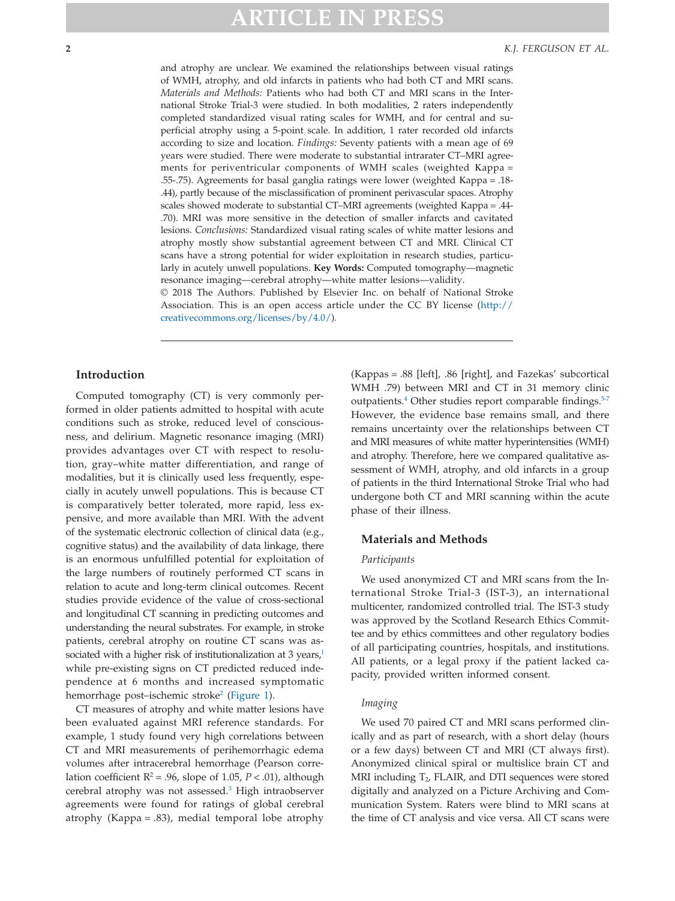and atrophy are unclear. We examined the relationships between visual ratings of WMH, atrophy, and old infarcts in patients who had both CT and MRI scans. *Materials and Methods:* Patients who had both CT and MRI scans in the International Stroke Trial-3 were studied. In both modalities, 2 raters independently completed standardized visual rating scales for WMH, and for central and superficial atrophy using a 5-point scale. In addition, 1 rater recorded old infarcts according to size and location. *Findings:* Seventy patients with a mean age of 69 years were studied. There were moderate to substantial intrarater CT–MRI agreements for periventricular components of WMH scales (weighted Kappa = .55-.75). Agreements for basal ganglia ratings were lower (weighted Kappa = .18-.44), partly because of the misclassification of prominent perivascular spaces. Atrophy scales showed moderate to substantial CT–MRI agreements (weighted Kappa = .44-.70). MRI was more sensitive in the detection of smaller infarcts and cavitated lesions. *Conclusions:* Standardized visual rating scales of white matter lesions and atrophy mostly show substantial agreement between CT and MRI. Clinical CT scans have a strong potential for wider exploitation in research studies, particularly in acutely unwell populations. **Key Words:** Computed tomography—magnetic resonance imaging—cerebral atrophy—white matter lesions—validity.

© 2018 The Authors. Published by Elsevier Inc. on behalf of National Stroke Association. This is an open access article under the CC BY license (http://creativecommons.org/licenses/by/4.0/).

## Introduction

Computed tomography (CT) is very commonly performed in older patients admitted to hospital with acute conditions such as stroke, reduced level of consciousness, and delirium. Magnetic resonance imaging (MRI) provides advantages over CT with respect to resolution, gray–white matter differentiation, and range of modalities, but it is clinically used less frequently, especially in acutely unwell populations. This is because CT is comparatively better tolerated, more rapid, less expensive, and more available than MRI. With the advent of the systematic electronic collection of clinical data (e.g., cognitive status) and the availability of data linkage, there is an enormous unfulfilled potential for exploitation of the large numbers of routinely performed CT scans in relation to acute and long-term clinical outcomes. Recent studies provide evidence of the value of cross-sectional and longitudinal CT scanning in predicting outcomes and understanding the neural substrates. For example, in stroke patients, cerebral atrophy on routine CT scans was associated with a higher risk of institutionalization at 3 years,[1] while pre-existing signs on CT predicted reduced independence at 6 months and increased symptomatic hemorrhage post–ischemic stroke[2] (Figure 1).

CT measures of atrophy and white matter lesions have been evaluated against MRI reference standards. For example, 1 study found very high correlations between CT and MRI measurements of perihemorrhagic edema volumes after intracerebral hemorrhage (Pearson correlation coefficient $R^2 = .96$, slope of 1.05, $P < .01$), although cerebral atrophy was not assessed.[3] High intraobserver agreements were found for ratings of global cerebral atrophy (Kappa = .83), medial temporal lobe atrophy (Kappas = .88 [left], .86 [right], and Fazekas' subcortical WMH .79) between MRI and CT in 31 memory clinic outpatients.[4] Other studies report comparable findings.[5-7] However, the evidence base remains small, and there remains uncertainty over the relationships between CT and MRI measures of white matter hyperintensities (WMH) and atrophy. Therefore, here we compared qualitative assessment of WMH, atrophy, and old infarcts in a group of patients in the third International Stroke Trial who had undergone both CT and MRI scanning within the acute phase of their illness.

## Materials and Methods

### *Participants*

We used anonymized CT and MRI scans from the International Stroke Trial-3 (IST-3), an international multicenter, randomized controlled trial. The IST-3 study was approved by the Scotland Research Ethics Committee and by ethics committees and other regulatory bodies of all participating countries, hospitals, and institutions. All patients, or a legal proxy if the patient lacked capacity, provided written informed consent.

### *Imaging*

We used 70 paired CT and MRI scans performed clinically and as part of research, with a short delay (hours or a few days) between CT and MRI (CT always first). Anonymized clinical spiral or multislice brain CT and MRI including $T_2$, FLAIR, and DTI sequences were stored digitally and analyzed on a Picture Archiving and Communication System. Raters were blind to MRI scans at the time of CT analysis and vice versa. All CT scans were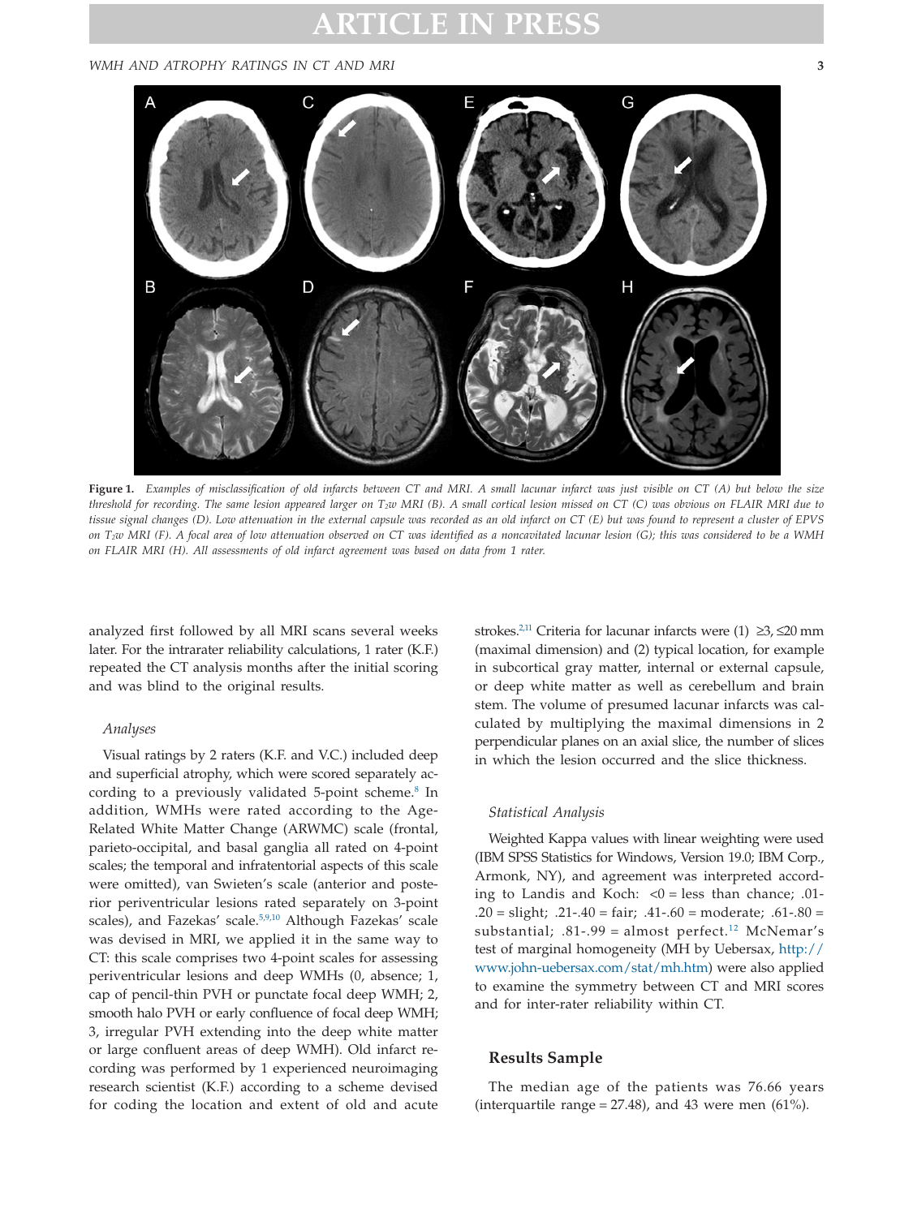*Figure 1. Examples of misclassification of old infarcts between CT and MRI. A small lacunar infarct was just visible on CT (A) but below the size threshold for recording. The same lesion appeared larger on $T_2w$ MRI (B). A small cortical lesion missed on CT (C) was obvious on FLAIR MRI due to tissue signal changes (D). Low attenuation in the external capsule was recorded as an old infarct on CT (E) but was found to represent a cluster of EPVS on $T_2w$ MRI (F). A focal area of low attenuation observed on CT was identified as a noncavitated lacunar lesion (G); this was considered to be a WMH on FLAIR MRI (H). All assessments of old infarct agreement was based on data from 1 rater.*

analyzed first followed by all MRI scans several weeks later. For the intrarater reliability calculations, 1 rater (K.F.) repeated the CT analysis months after the initial scoring and was blind to the original results.

### Analyses

Visual ratings by 2 raters (K.F. and V.C.) included deep and superficial atrophy, which were scored separately according to a previously validated 5-point scheme.[8] In addition, WMHs were rated according to the Age-Related White Matter Change (ARWMC) scale (frontal, parieto-occipital, and basal ganglia all rated on 4-point scales; the temporal and infratentorial aspects of this scale were omitted), van Swieten's scale (anterior and posterior periventricular lesions rated separately on 3-point scales), and Fazekas' scale.[5,9,10] Although Fazekas' scale was devised in MRI, we applied it in the same way to CT: this scale comprises two 4-point scales for assessing periventricular lesions and deep WMHs (0, absence; 1, cap of pencil-thin PVH or punctate focal deep WMH; 2, smooth halo PVH or early confluence of focal deep WMH; 3, irregular PVH extending into the deep white matter or large confluent areas of deep WMH). Old infarct recording was performed by 1 experienced neuroimaging research scientist (K.F.) according to a scheme devised for coding the location and extent of old and acute strokes.[2,11] Criteria for lacunar infarcts were (1) ≥3, ≤20 mm (maximal dimension) and (2) typical location, for example in subcortical gray matter, internal or external capsule, or deep white matter as well as cerebellum and brain stem. The volume of presumed lacunar infarcts was calculated by multiplying the maximal dimensions in 2 perpendicular planes on an axial slice, the number of slices in which the lesion occurred and the slice thickness.

### Statistical Analysis

Weighted Kappa values with linear weighting were used (IBM SPSS Statistics for Windows, Version 19.0; IBM Corp., Armonk, NY), and agreement was interpreted according to Landis and Koch: <0 = less than chance; .01-.20 = slight; .21-.40 = fair; .41-.60 = moderate; .61-.80 = substantial; .81-.99 = almost perfect.[12] McNemar's test of marginal homogeneity (MH by Uebersax, http://www.john-uebersax.com/stat/mh.htm) were also applied to examine the symmetry between CT and MRI scores and for inter-rater reliability within CT.

## Results Sample

The median age of the patients was 76.66 years (interquartile range = 27.48), and 43 were men (61%).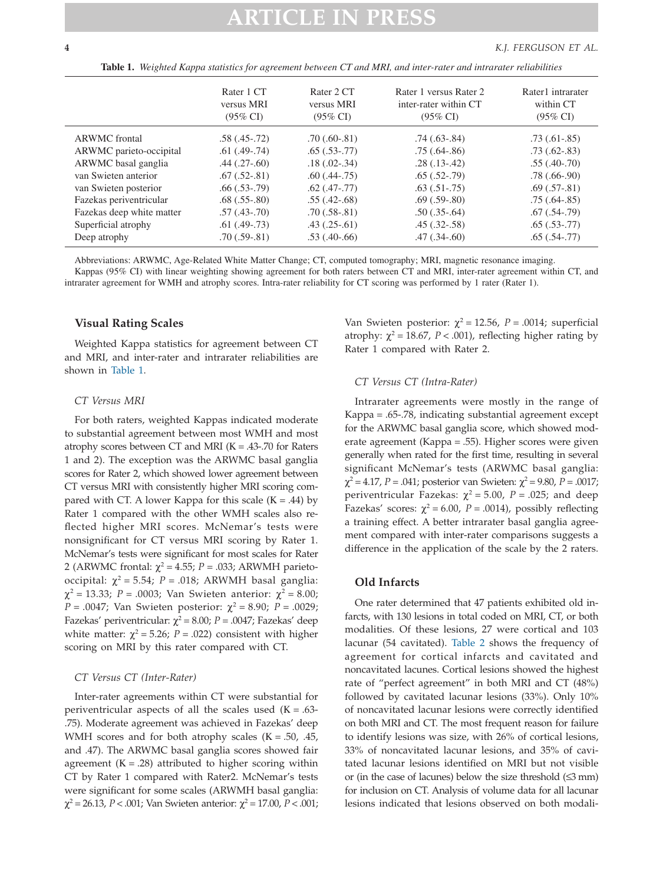**Table 1.** *Weighted Kappa statistics for agreement between CT and MRI, and inter-rater and intrarater reliabilities*

| | Rater 1 CT versus MRI (95% CI) | Rater 2 CT versus MRI (95% CI) | Rater 1 versus Rater 2 inter-rater within CT (95% CI) | Rater1 intrarater within CT (95% CI) |
|---|---|---|---|---|
| ARWMC frontal | .58 (.45-.72) | .70 (.60-.81) | .74 (.63-.84) | .73 (.61-.85) |
| ARWMC parieto-occipital | .61 (.49-.74) | .65 (.53-.77) | .75 (.64-.86) | .73 (.62-.83) |
| ARWMC basal ganglia | .44 (.27-.60) | .18 (.02-.34) | .28 (.13-.42) | .55 (.40-.70) |
| van Swieten anterior | .67 (.52-.81) | .60 (.44-.75) | .65 (.52-.79) | .78 (.66-.90) |
| van Swieten posterior | .66 (.53-.79) | .62 (.47-.77) | .63 (.51-.75) | .69 (.57-.81) |
| Fazekas periventricular | .68 (.55-.80) | .55 (.42-.68) | .69 (.59-.80) | .75 (.64-.85) |
| Fazekas deep white matter | .57 (.43-.70) | .70 (.58-.81) | .50 (.35-.64) | .67 (.54-.79) |
| Superficial atrophy | .61 (.49-.73) | .43 (.25-.61) | .45 (.32-.58) | .65 (.53-.77) |
| Deep atrophy | .70 (.59-.81) | .53 (.40-.66) | .47 (.34-.60) | .65 (.54-.77) |

Abbreviations: ARWMC, Age-Related White Matter Change; CT, computed tomography; MRI, magnetic resonance imaging.
Kappas (95% CI) with linear weighting showing agreement for both raters between CT and MRI, inter-rater agreement within CT, and intrarater agreement for WMH and atrophy scores. Intra-rater reliability for CT scoring was performed by 1 rater (Rater 1).

## Visual Rating Scales

Weighted Kappa statistics for agreement between CT and MRI, and inter-rater and intrarater reliabilities are shown in Table 1.

### *CT Versus MRI*

For both raters, weighted Kappas indicated moderate to substantial agreement between most WMH and most atrophy scores between CT and MRI (K = .43-.70 for Raters 1 and 2). The exception was the ARWMC basal ganglia scores for Rater 2, which showed lower agreement between CT versus MRI with consistently higher MRI scoring compared with CT. A lower Kappa for this scale (K = .44) by Rater 1 compared with the other WMH scales also reflected higher MRI scores. McNemar's tests were nonsignificant for CT versus MRI scoring by Rater 1. McNemar's tests were significant for most scales for Rater 2 (ARWMC frontal: $\chi^2 = 4.55$; $P = .033$; ARWMH parieto-occipital: $\chi^2 = 5.54$; $P = .018$; ARWMH basal ganglia: $\chi^2 = 13.33$; $P = .0003$; Van Swieten anterior: $\chi^2 = 8.00$; $P = .0047$; Van Swieten posterior: $\chi^2 = 8.90$; $P = .0029$; Fazekas' periventricular: $\chi^2 = 8.00$; $P = .0047$; Fazekas' deep white matter: $\chi^2 = 5.26$; $P = .022$) consistent with higher scoring on MRI by this rater compared with CT.

### *CT Versus CT (Inter-Rater)*

Inter-rater agreements within CT were substantial for periventricular aspects of all the scales used (K = .63-.75). Moderate agreement was achieved in Fazekas' deep WMH scores and for both atrophy scales (K = .50, .45, and .47). The ARWMC basal ganglia scores showed fair agreement (K = .28) attributed to higher scoring within CT by Rater 1 compared with Rater2. McNemar's tests were significant for some scales (ARWMH basal ganglia: $\chi^2 = 26.13$, $P < .001$; Van Swieten anterior: $\chi^2 = 17.00$, $P < .001$; Van Swieten posterior: $\chi^2 = 12.56$, $P = .0014$; superficial atrophy: $\chi^2 = 18.67$, $P < .001$), reflecting higher rating by Rater 1 compared with Rater 2.

### *CT Versus CT (Intra-Rater)*

Intrarater agreements were mostly in the range of Kappa = .65-.78, indicating substantial agreement except for the ARWMC basal ganglia score, which showed moderate agreement (Kappa = .55). Higher scores were given generally when rated for the first time, resulting in several significant McNemar's tests (ARWMC basal ganglia: $\chi^2 = 4.17$, $P = .041$; posterior van Swieten: $\chi^2 = 9.80$, $P = .0017$; periventricular Fazekas: $\chi^2 = 5.00$, $P = .025$; and deep Fazekas' scores: $\chi^2 = 6.00$, $P = .0014$), possibly reflecting a training effect. A better intrarater basal ganglia agreement compared with inter-rater comparisons suggests a difference in the application of the scale by the 2 raters.

## Old Infarcts

One rater determined that 47 patients exhibited old infarcts, with 130 lesions in total coded on MRI, CT, or both modalities. Of these lesions, 27 were cortical and 103 lacunar (54 cavitated). Table 2 shows the frequency of agreement for cortical infarcts and cavitated and noncavitated lacunes. Cortical lesions showed the highest rate of "perfect agreement" in both MRI and CT (48%) followed by cavitated lacunar lesions (33%). Only 10% of noncavitated lacunar lesions were correctly identified on both MRI and CT. The most frequent reason for failure to identify lesions was size, with 26% of cortical lesions, 33% of noncavitated lacunar lesions, and 35% of cavitated lacunar lesions identified on MRI but not visible or (in the case of lacunes) below the size threshold (≤3 mm) for inclusion on CT. Analysis of volume data for all lacunar lesions indicated that lesions observed on both modali-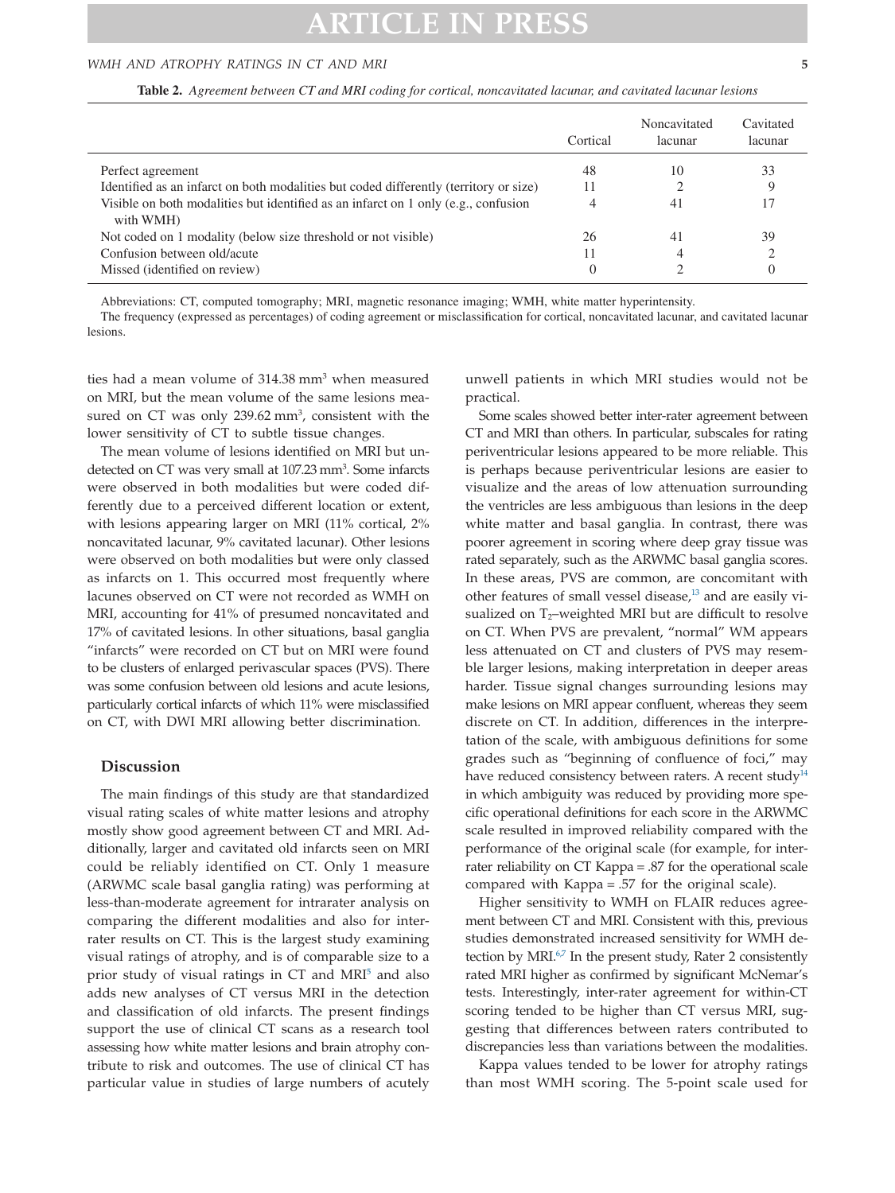**Table 2.** *Agreement between CT and MRI coding for cortical, noncavitated lacunar, and cavitated lacunar lesions*

| | Cortical | Noncavitated lacunar | Cavitated lacunar |
|---|---|---|---|
| Perfect agreement | 48 | 10 | 33 |
| Identified as an infarct on both modalities but coded differently (territory or size) | 11 | 2 | 9 |
| Visible on both modalities but identified as an infarct on 1 only (e.g., confusion with WMH) | 4 | 41 | 17 |
| Not coded on 1 modality (below size threshold or not visible) | 26 | 41 | 39 |
| Confusion between old/acute | 11 | 4 | 2 |
| Missed (identified on review) | 0 | 2 | 0 |

Abbreviations: CT, computed tomography; MRI, magnetic resonance imaging; WMH, white matter hyperintensity.

The frequency (expressed as percentages) of coding agreement or misclassification for cortical, noncavitated lacunar, and cavitated lacunar lesions.

ties had a mean volume of 314.38 $mm^3$ when measured on MRI, but the mean volume of the same lesions measured on CT was only 239.62 $mm^3$, consistent with the lower sensitivity of CT to subtle tissue changes.

The mean volume of lesions identified on MRI but undetected on CT was very small at 107.23 $mm^3$. Some infarcts were observed in both modalities but were coded differently due to a perceived different location or extent, with lesions appearing larger on MRI (11% cortical, 2% noncavitated lacunar, 9% cavitated lacunar). Other lesions were observed on both modalities but were only classed as infarcts on 1. This occurred most frequently where lacunes observed on CT were not recorded as WMH on MRI, accounting for 41% of presumed noncavitated and 17% of cavitated lesions. In other situations, basal ganglia "infarcts" were recorded on CT but on MRI were found to be clusters of enlarged perivascular spaces (PVS). There was some confusion between old lesions and acute lesions, particularly cortical infarcts of which 11% were misclassified on CT, with DWI MRI allowing better discrimination.

## Discussion

The main findings of this study are that standardized visual rating scales of white matter lesions and atrophy mostly show good agreement between CT and MRI. Additionally, larger and cavitated old infarcts seen on MRI could be reliably identified on CT. Only 1 measure (ARWMC scale basal ganglia rating) was performing at less-than-moderate agreement for intrarater analysis on comparing the different modalities and also for inter-rater results on CT. This is the largest study examining visual ratings of atrophy, and is of comparable size to a prior study of visual ratings in CT and MRI[5] and also adds new analyses of CT versus MRI in the detection and classification of old infarcts. The present findings support the use of clinical CT scans as a research tool assessing how white matter lesions and brain atrophy contribute to risk and outcomes. The use of clinical CT has particular value in studies of large numbers of acutely unwell patients in which MRI studies would not be practical.

Some scales showed better inter-rater agreement between CT and MRI than others. In particular, subscales for rating periventricular lesions appeared to be more reliable. This is perhaps because periventricular lesions are easier to visualize and the areas of low attenuation surrounding the ventricles are less ambiguous than lesions in the deep white matter and basal ganglia. In contrast, there was poorer agreement in scoring where deep gray tissue was rated separately, such as the ARWMC basal ganglia scores. In these areas, PVS are common, are concomitant with other features of small vessel disease,[13] and are easily visualized on $T_2$–weighted MRI but are difficult to resolve on CT. When PVS are prevalent, "normal" WM appears less attenuated on CT and clusters of PVS may resemble larger lesions, making interpretation in deeper areas harder. Tissue signal changes surrounding lesions may make lesions on MRI appear confluent, whereas they seem discrete on CT. In addition, differences in the interpretation of the scale, with ambiguous definitions for some grades such as "beginning of confluence of foci," may have reduced consistency between raters. A recent study[14] in which ambiguity was reduced by providing more specific operational definitions for each score in the ARWMC scale resulted in improved reliability compared with the performance of the original scale (for example, for inter-rater reliability on CT Kappa = .87 for the operational scale compared with Kappa = .57 for the original scale).

Higher sensitivity to WMH on FLAIR reduces agreement between CT and MRI. Consistent with this, previous studies demonstrated increased sensitivity for WMH detection by MRI.[6,7] In the present study, Rater 2 consistently rated MRI higher as confirmed by significant McNemar's tests. Interestingly, inter-rater agreement for within-CT scoring tended to be higher than CT versus MRI, suggesting that differences between raters contributed to discrepancies less than variations between the modalities.

Kappa values tended to be lower for atrophy ratings than most WMH scoring. The 5-point scale used for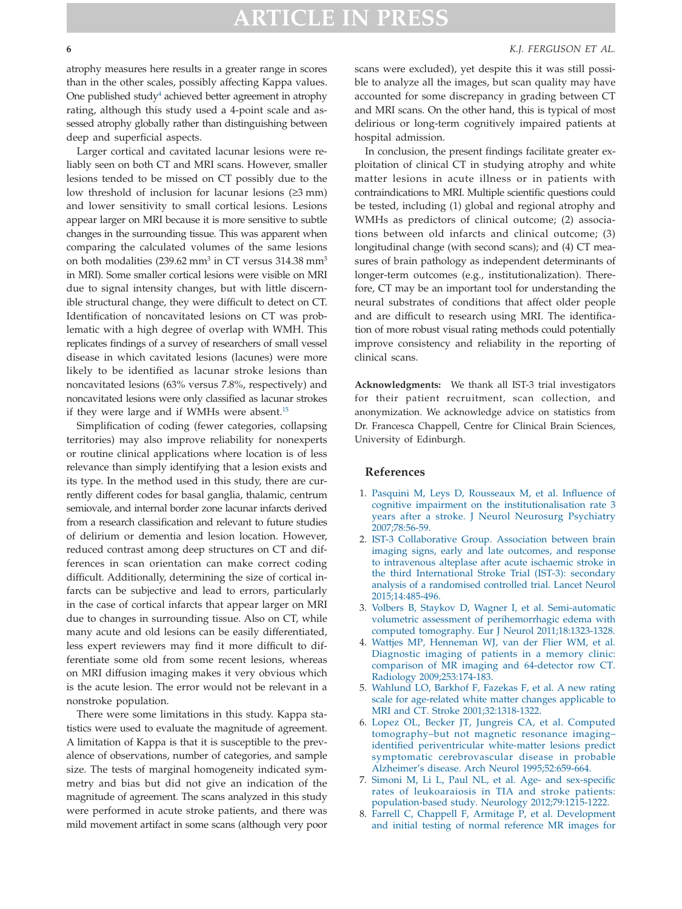atrophy measures here results in a greater range in scores than in the other scales, possibly affecting Kappa values. One published study[4] achieved better agreement in atrophy rating, although this study used a 4-point scale and assessed atrophy globally rather than distinguishing between deep and superficial aspects.

Larger cortical and cavitated lacunar lesions were reliably seen on both CT and MRI scans. However, smaller lesions tended to be missed on CT possibly due to the low threshold of inclusion for lacunar lesions (≥3 mm) and lower sensitivity to small cortical lesions. Lesions appear larger on MRI because it is more sensitive to subtle changes in the surrounding tissue. This was apparent when comparing the calculated volumes of the same lesions on both modalities (239.62 $mm^3$ in CT versus 314.38 $mm^3$ in MRI). Some smaller cortical lesions were visible on MRI due to signal intensity changes, but with little discernible structural change, they were difficult to detect on CT. Identification of noncavitated lesions on CT was problematic with a high degree of overlap with WMH. This replicates findings of a survey of researchers of small vessel disease in which cavitated lesions (lacunes) were more likely to be identified as lacunar stroke lesions than noncavitated lesions (63% versus 7.8%, respectively) and noncavitated lesions were only classified as lacunar strokes if they were large and if WMHs were absent.[15]

Simplification of coding (fewer categories, collapsing territories) may also improve reliability for nonexperts or routine clinical applications where location is of less relevance than simply identifying that a lesion exists and its type. In the method used in this study, there are currently different codes for basal ganglia, thalamic, centrum semiovale, and internal border zone lacunar infarcts derived from a research classification and relevant to future studies of delirium or dementia and lesion location. However, reduced contrast among deep structures on CT and differences in scan orientation can make correct coding difficult. Additionally, determining the size of cortical infarcts can be subjective and lead to errors, particularly in the case of cortical infarcts that appear larger on MRI due to changes in surrounding tissue. Also on CT, while many acute and old lesions can be easily differentiated, less expert reviewers may find it more difficult to differentiate some old from some recent lesions, whereas on MRI diffusion imaging makes it very obvious which is the acute lesion. The error would not be relevant in a nonstroke population.

There were some limitations in this study. Kappa statistics were used to evaluate the magnitude of agreement. A limitation of Kappa is that it is susceptible to the prevalence of observations, number of categories, and sample size. The tests of marginal homogeneity indicated symmetry and bias but did not give an indication of the magnitude of agreement. The scans analyzed in this study were performed in acute stroke patients, and there was mild movement artifact in some scans (although very poor scans were excluded), yet despite this it was still possible to analyze all the images, but scan quality may have accounted for some discrepancy in grading between CT and MRI scans. On the other hand, this is typical of most delirious or long-term cognitively impaired patients at hospital admission.

In conclusion, the present findings facilitate greater exploitation of clinical CT in studying atrophy and white matter lesions in acute illness or in patients with contraindications to MRI. Multiple scientific questions could be tested, including (1) global and regional atrophy and WMHs as predictors of clinical outcome; (2) associations between old infarcts and clinical outcome; (3) longitudinal change (with second scans); and (4) CT measures of brain pathology as independent determinants of longer-term outcomes (e.g., institutionalization). Therefore, CT may be an important tool for understanding the neural substrates of conditions that affect older people and are difficult to research using MRI. The identification of more robust visual rating methods could potentially improve consistency and reliability in the reporting of clinical scans.

**Acknowledgments:** We thank all IST-3 trial investigators for their patient recruitment, scan collection, and anonymization. We acknowledge advice on statistics from Dr. Francesca Chappell, Centre for Clinical Brain Sciences, University of Edinburgh.

## References

1. Pasquini M, Leys D, Rousseaux M, et al. Influence of cognitive impairment on the institutionalisation rate 3 years after a stroke. J Neurol Neurosurg Psychiatry 2007;78:56-59.
2. IST-3 Collaborative Group. Association between brain imaging signs, early and late outcomes, and response to intravenous alteplase after acute ischaemic stroke in the third International Stroke Trial (IST-3): secondary analysis of a randomised controlled trial. Lancet Neurol 2015;14:485-496.
3. Volbers B, Staykov D, Wagner I, et al. Semi-automatic volumetric assessment of perihemorrhagic edema with computed tomography. Eur J Neurol 2011;18:1323-1328.
4. Wattjes MP, Henneman WJ, van der Flier WM, et al. Diagnostic imaging of patients in a memory clinic: comparison of MR imaging and 64-detector row CT. Radiology 2009;253:174-183.
5. Wahlund LO, Barkhof F, Fazekas F, et al. A new rating scale for age-related white matter changes applicable to MRI and CT. Stroke 2001;32:1318-1322.
6. Lopez OL, Becker JT, Jungreis CA, et al. Computed tomography–but not magnetic resonance imaging–identified periventricular white-matter lesions predict symptomatic cerebrovascular disease in probable Alzheimer's disease. Arch Neurol 1995;52:659-664.
7. Simoni M, Li L, Paul NL, et al. Age- and sex-specific rates of leukoaraiosis in TIA and stroke patients: population-based study. Neurology 2012;79:1215-1222.
8. Farrell C, Chappell F, Armitage P, et al. Development and initial testing of normal reference MR images for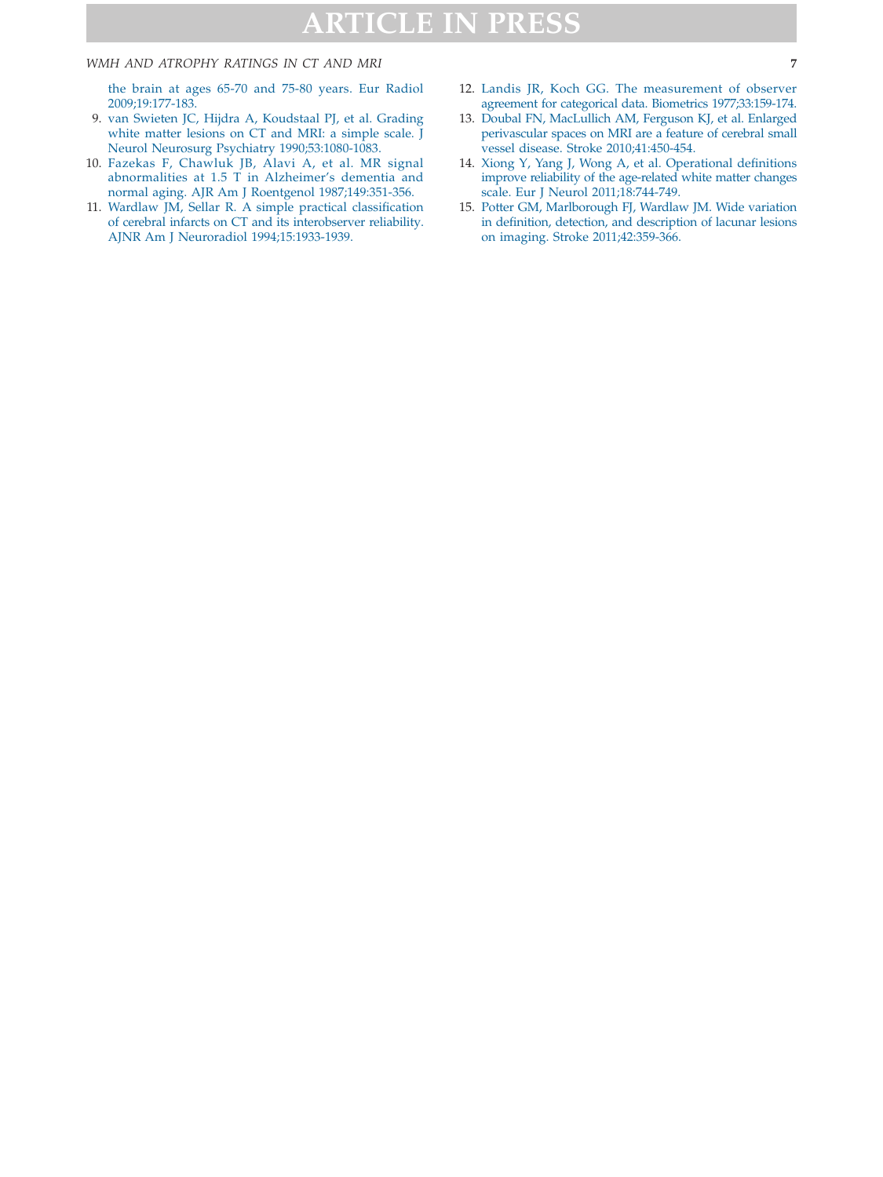the brain at ages 65-70 and 75-80 years. Eur Radiol 2009;19:177-183.

9. van Swieten JC, Hijdra A, Koudstaal PJ, et al. Grading white matter lesions on CT and MRI: a simple scale. J Neurol Neurosurg Psychiatry 1990;53:1080-1083.
10. Fazekas F, Chawluk JB, Alavi A, et al. MR signal abnormalities at 1.5 T in Alzheimer's dementia and normal aging. AJR Am J Roentgenol 1987;149:351-356.
11. Wardlaw JM, Sellar R. A simple practical classification of cerebral infarcts on CT and its interobserver reliability. AJNR Am J Neuroradiol 1994;15:1933-1939.
12. Landis JR, Koch GG. The measurement of observer agreement for categorical data. Biometrics 1977;33:159-174.
13. Doubal FN, MacLullich AM, Ferguson KJ, et al. Enlarged perivascular spaces on MRI are a feature of cerebral small vessel disease. Stroke 2010;41:450-454.
14. Xiong Y, Yang J, Wong A, et al. Operational definitions improve reliability of the age-related white matter changes scale. Eur J Neurol 2011;18:744-749.
15. Potter GM, Marlborough FJ, Wardlaw JM. Wide variation in definition, detection, and description of lacunar lesions on imaging. Stroke 2011;42:359-366.